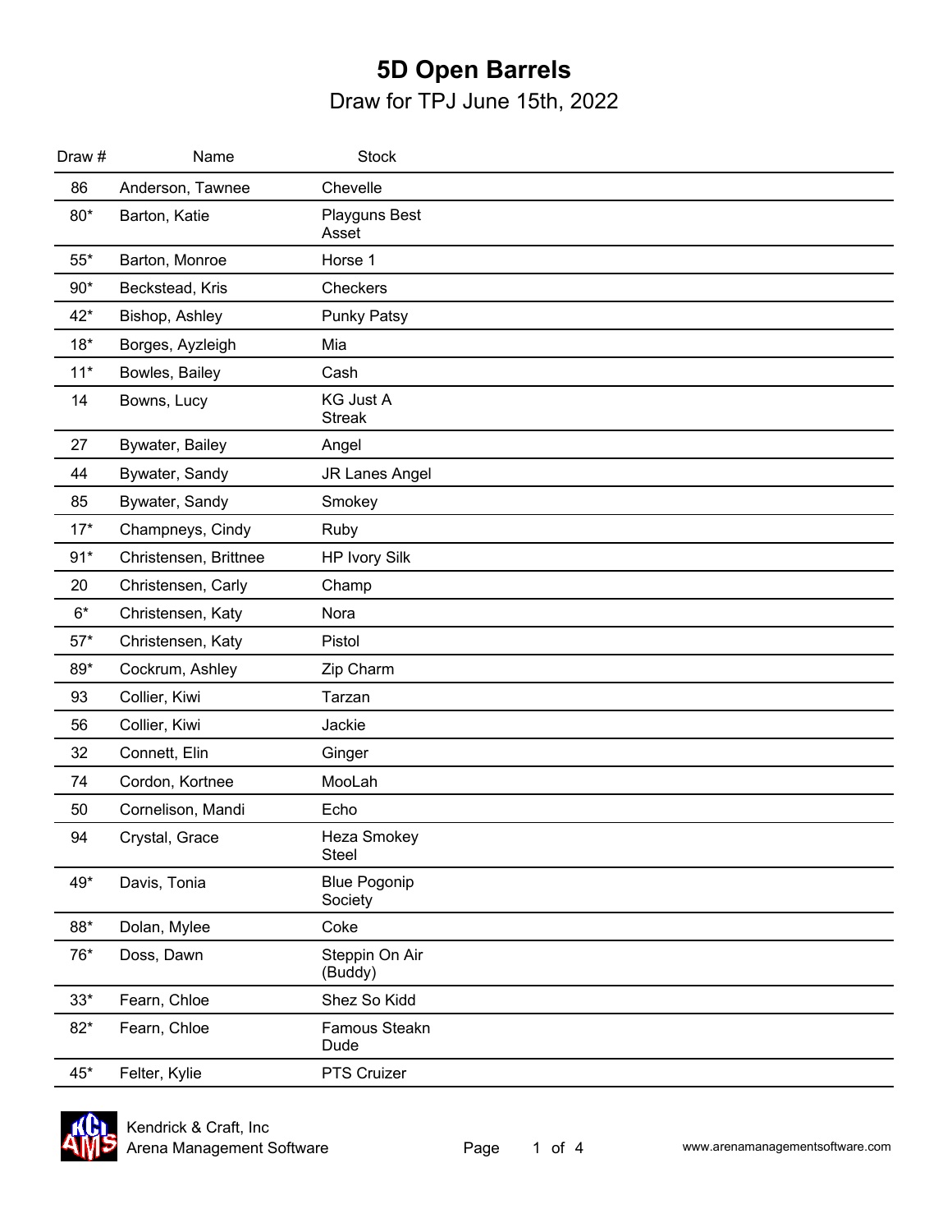# 5D Open Barrels

## Draw for TPJ June 15th, 2022

| Draw # | Name | Stock |
|---|---|---|
| 86 | Anderson, Tawnee | Chevelle |
| 80* | Barton, Katie | Playguns Best Asset |
| 55* | Barton, Monroe | Horse 1 |
| 90* | Beckstead, Kris | Checkers |
| 42* | Bishop, Ashley | Punky Patsy |
| 18* | Borges, Ayzleigh | Mia |
| 11* | Bowles, Bailey | Cash |
| 14 | Bowns, Lucy | KG Just A Streak |
| 27 | Bywater, Bailey | Angel |
| 44 | Bywater, Sandy | JR Lanes Angel |
| 85 | Bywater, Sandy | Smokey |
| 17* | Champneys, Cindy | Ruby |
| 91* | Christensen, Brittnee | HP Ivory Silk |
| 20 | Christensen, Carly | Champ |
| 6* | Christensen, Katy | Nora |
| 57* | Christensen, Katy | Pistol |
| 89* | Cockrum, Ashley | Zip Charm |
| 93 | Collier, Kiwi | Tarzan |
| 56 | Collier, Kiwi | Jackie |
| 32 | Connett, Elin | Ginger |
| 74 | Cordon, Kortnee | MooLah |
| 50 | Cornelison, Mandi | Echo |
| 94 | Crystal, Grace | Heza Smokey Steel |
| 49* | Davis, Tonia | Blue Pogonip Society |
| 88* | Dolan, Mylee | Coke |
| 76* | Doss, Dawn | Steppin On Air (Buddy) |
| 33* | Fearn, Chloe | Shez So Kidd |
| 82* | Fearn, Chloe | Famous Steakn Dude |
| 45* | Felter, Kylie | PTS Cruizer |

Kendrick & Craft, Inc
Arena Management Software

www.arenamanagementsoftware.com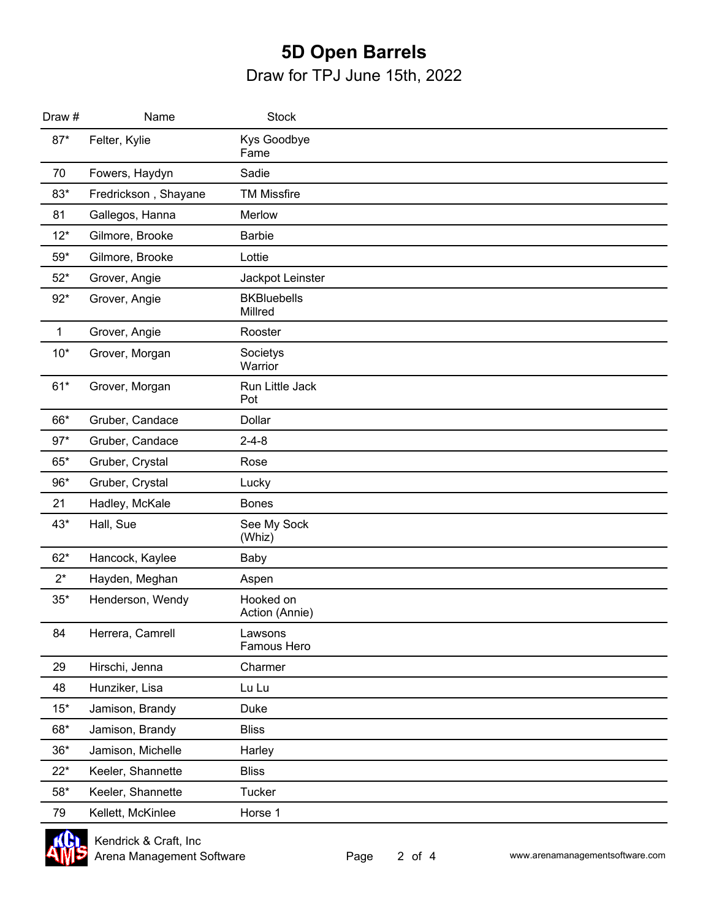# 5D Open Barrels

## Draw for TPJ June 15th, 2022

| Draw # | Name | Stock |
|---|---|---|
| 87* | Felter, Kylie | Kys Goodbye Fame |
| 70 | Fowers, Haydyn | Sadie |
| 83* | Fredrickson , Shayane | TM Missfire |
| 81 | Gallegos, Hanna | Merlow |
| 12* | Gilmore, Brooke | Barbie |
| 59* | Gilmore, Brooke | Lottie |
| 52* | Grover, Angie | Jackpot Leinster |
| 92* | Grover, Angie | BKBluebells Millred |
| 1 | Grover, Angie | Rooster |
| 10* | Grover, Morgan | Societys Warrior |
| 61* | Grover, Morgan | Run Little Jack Pot |
| 66* | Gruber, Candace | Dollar |
| 97* | Gruber, Candace | 2-4-8 |
| 65* | Gruber, Crystal | Rose |
| 96* | Gruber, Crystal | Lucky |
| 21 | Hadley, McKale | Bones |
| 43* | Hall, Sue | See My Sock (Whiz) |
| 62* | Hancock, Kaylee | Baby |
| 2* | Hayden, Meghan | Aspen |
| 35* | Henderson, Wendy | Hooked on Action (Annie) |
| 84 | Herrera, Camrell | Lawsons Famous Hero |
| 29 | Hirschi, Jenna | Charmer |
| 48 | Hunziker, Lisa | Lu Lu |
| 15* | Jamison, Brandy | Duke |
| 68* | Jamison, Brandy | Bliss |
| 36* | Jamison, Michelle | Harley |
| 22* | Keeler, Shannette | Bliss |
| 58* | Keeler, Shannette | Tucker |
| 79 | Kellett, McKinlee | Horse 1 |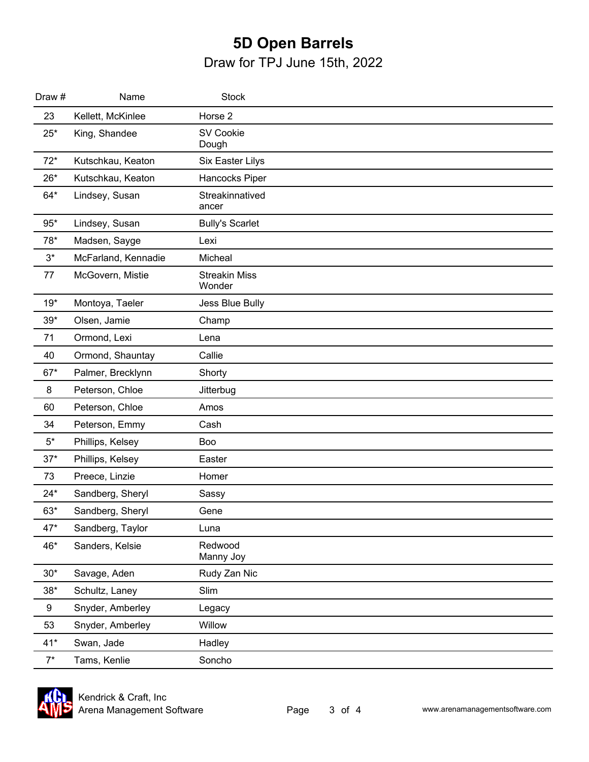# 5D Open Barrels

Draw for TPJ June 15th, 2022

| Draw # | Name | Stock |
|---|---|---|
| 23 | Kellett, McKinlee | Horse 2 |
| 25* | King, Shandee | SV Cookie Dough |
| 72* | Kutschkau, Keaton | Six Easter Lilys |
| 26* | Kutschkau, Keaton | Hancocks Piper |
| 64* | Lindsey, Susan | Streakinnatived ancer |
| 95* | Lindsey, Susan | Bully's Scarlet |
| 78* | Madsen, Sayge | Lexi |
| 3* | McFarland, Kennadie | Micheal |
| 77 | McGovern, Mistie | Streakin Miss Wonder |
| 19* | Montoya, Taeler | Jess Blue Bully |
| 39* | Olsen, Jamie | Champ |
| 71 | Ormond, Lexi | Lena |
| 40 | Ormond, Shauntay | Callie |
| 67* | Palmer, Brecklynn | Shorty |
| 8 | Peterson, Chloe | Jitterbug |
| 60 | Peterson, Chloe | Amos |
| 34 | Peterson, Emmy | Cash |
| 5* | Phillips, Kelsey | Boo |
| 37* | Phillips, Kelsey | Easter |
| 73 | Preece, Linzie | Homer |
| 24* | Sandberg, Sheryl | Sassy |
| 63* | Sandberg, Sheryl | Gene |
| 47* | Sandberg, Taylor | Luna |
| 46* | Sanders, Kelsie | Redwood Manny Joy |
| 30* | Savage, Aden | Rudy Zan Nic |
| 38* | Schultz, Laney | Slim |
| 9 | Snyder, Amberley | Legacy |
| 53 | Snyder, Amberley | Willow |
| 41* | Swan, Jade | Hadley |
| 7* | Tams, Kenlie | Soncho |

Kendrick & Craft, Inc
Arena Management Software

www.arenamanagementsoftware.com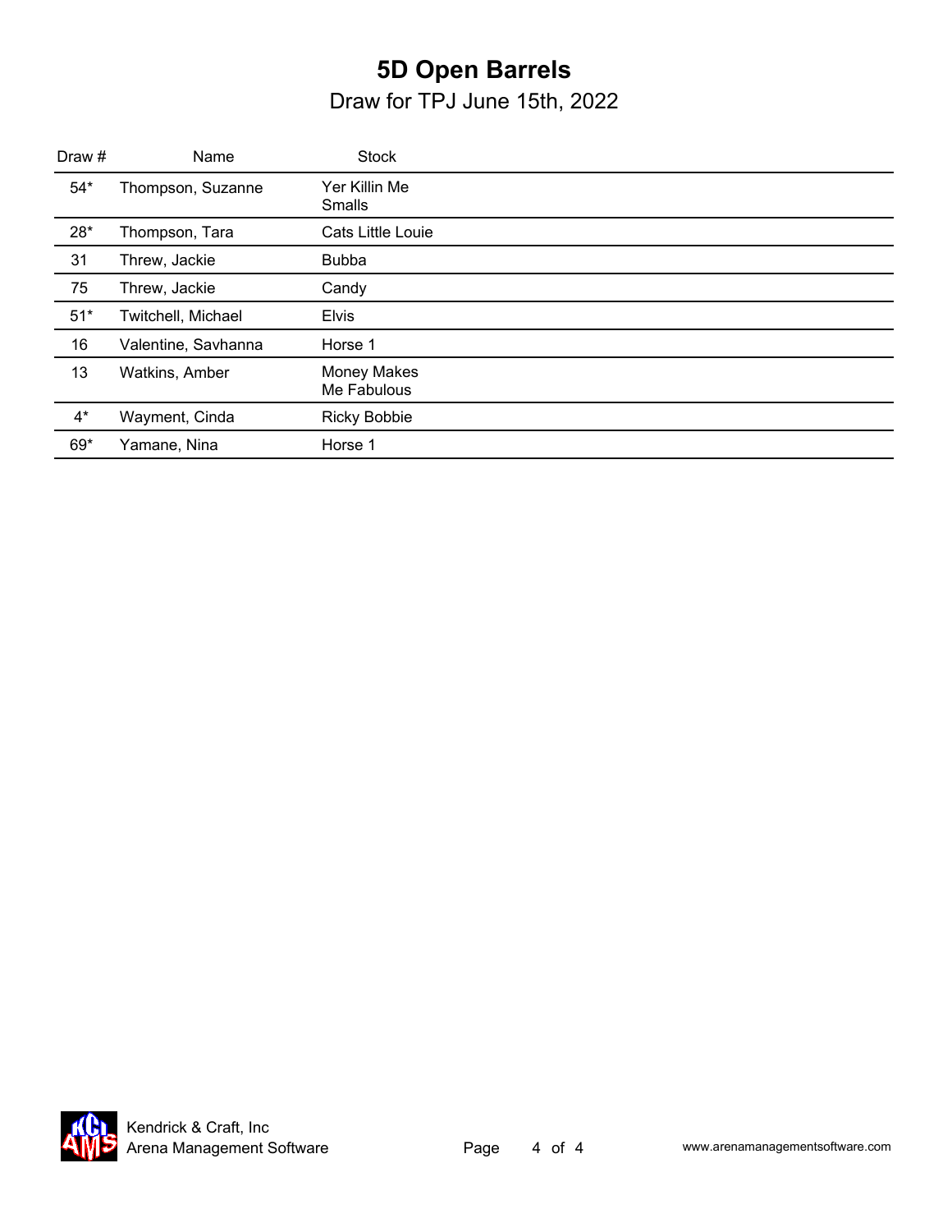# 5D Open Barrels

Draw for TPJ June 15th, 2022

| Draw # | Name | Stock |
|---|---|---|
| 54* | Thompson, Suzanne | Yer Killin Me Smalls |
| 28* | Thompson, Tara | Cats Little Louie |
| 31 | Threw, Jackie | Bubba |
| 75 | Threw, Jackie | Candy |
| 51* | Twitchell, Michael | Elvis |
| 16 | Valentine, Savhanna | Horse 1 |
| 13 | Watkins, Amber | Money Makes Me Fabulous |
| 4* | Wayment, Cinda | Ricky Bobbie |
| 69* | Yamane, Nina | Horse 1 |

Kendrick & Craft, Inc
Arena Management Software

www.arenamanagementsoftware.com